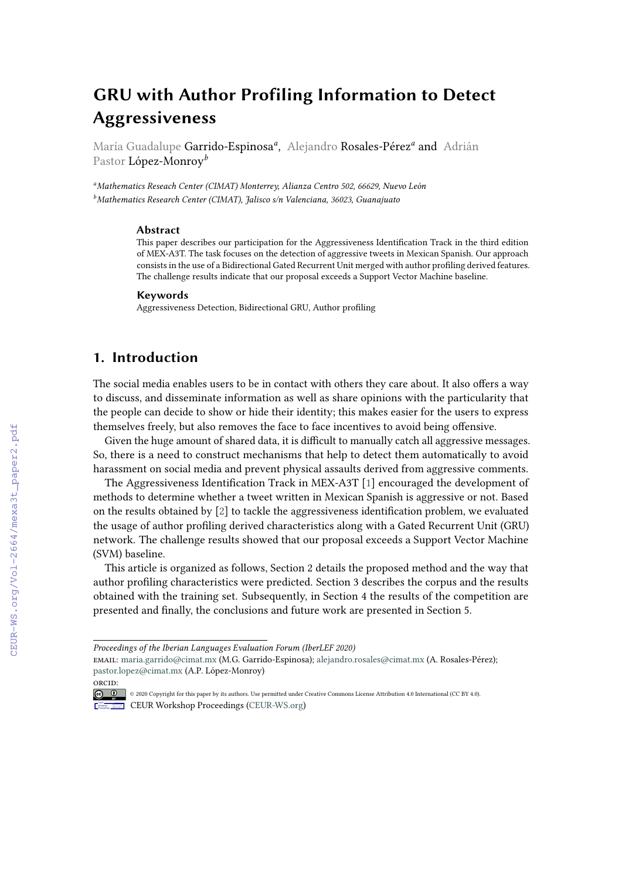# GRU with Author Profiling Information to Detect Aggressiveness

María Guadalupe Garrido-Espinosa[a], Alejandro Rosales-Pérez[a] and Adrián Pastor López-Monroy[b]

[a]*Mathematics Reseach Center (CIMAT) Monterrey, Alianza Centro 502, 66629, Nuevo León*
[b]*Mathematics Research Center (CIMAT), Jalisco s/n Valenciana, 36023, Guanajuato*

### Abstract

This paper describes our participation for the Aggressiveness Identification Track in the third edition of MEX-A3T. The task focuses on the detection of aggressive tweets in Mexican Spanish. Our approach consists in the use of a Bidirectional Gated Recurrent Unit merged with author profiling derived features. The challenge results indicate that our proposal exceeds a Support Vector Machine baseline.

### Keywords

Aggressiveness Detection, Bidirectional GRU, Author profiling

## 1. Introduction

The social media enables users to be in contact with others they care about. It also offers a way to discuss, and disseminate information as well as share opinions with the particularity that the people can decide to show or hide their identity; this makes easier for the users to express themselves freely, but also removes the face to face incentives to avoid being offensive.

Given the huge amount of shared data, it is difficult to manually catch all aggressive messages. So, there is a need to construct mechanisms that help to detect them automatically to avoid harassment on social media and prevent physical assaults derived from aggressive comments.

The Aggressiveness Identification Track in MEX-A3T [1] encouraged the development of methods to determine whether a tweet written in Mexican Spanish is aggressive or not. Based on the results obtained by [2] to tackle the aggressiveness identification problem, we evaluated the usage of author profiling derived characteristics along with a Gated Recurrent Unit (GRU) network. The challenge results showed that our proposal exceeds a Support Vector Machine (SVM) baseline.

This article is organized as follows, Section 2 details the proposed method and the way that author profiling characteristics were predicted. Section 3 describes the corpus and the results obtained with the training set. Subsequently, in Section 4 the results of the competition are presented and finally, the conclusions and future work are presented in Section 5.

---

*Proceedings of the Iberian Languages Evaluation Forum (IberLEF 2020)*
email: maria.garrido@cimat.mx (M.G. Garrido-Espinosa); alejandro.rosales@cimat.mx (A. Rosales-Pérez); pastor.lopez@cimat.mx (A.P. López-Monroy)
orcid:
© 2020 Copyright for this paper by its authors. Use permitted under Creative Commons License Attribution 4.0 International (CC BY 4.0).
CEUR Workshop Proceedings (CEUR-WS.org)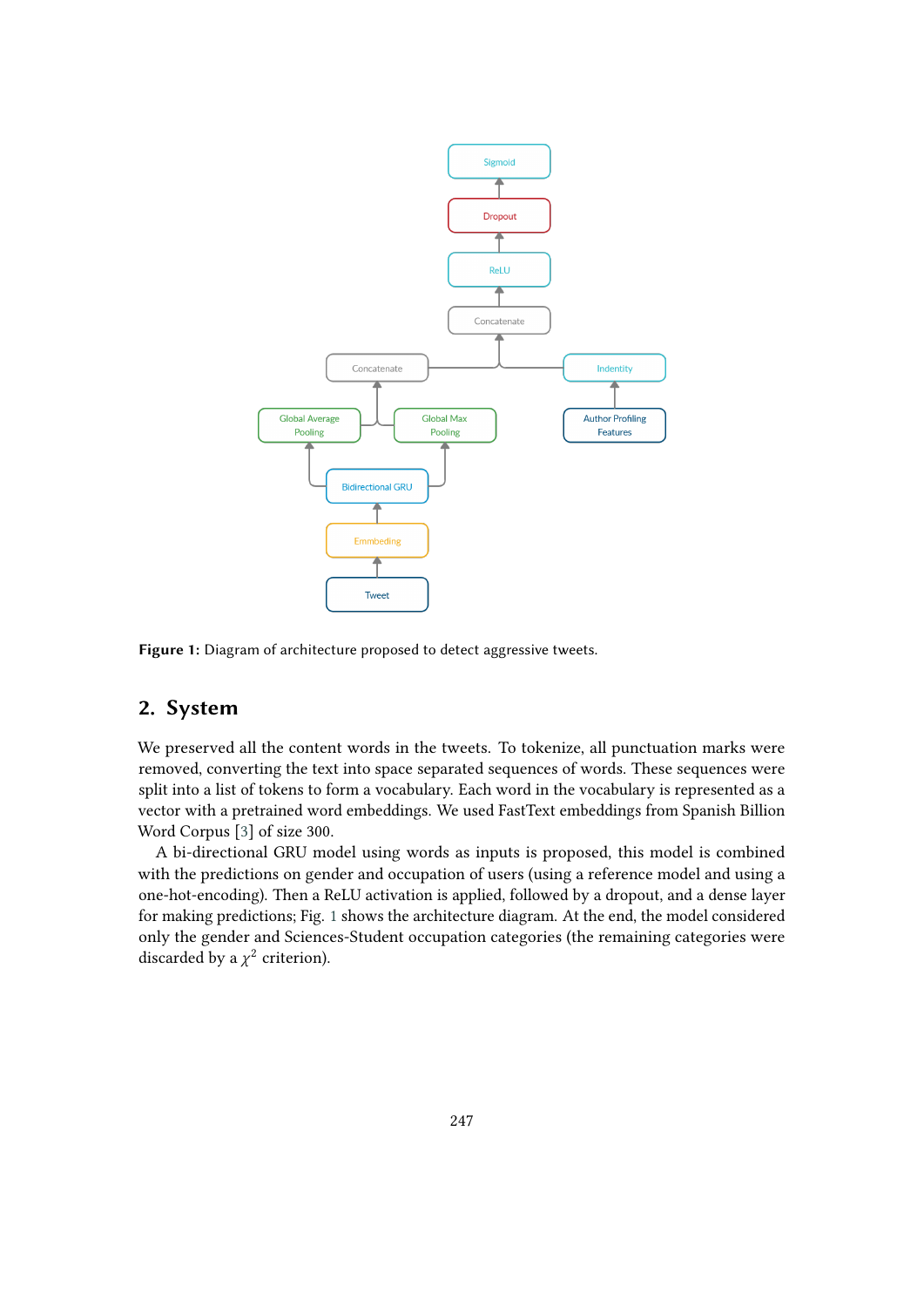Figure 1: Diagram of architecture proposed to detect aggressive tweets.

## 2. System

We preserved all the content words in the tweets. To tokenize, all punctuation marks were removed, converting the text into space separated sequences of words. These sequences were split into a list of tokens to form a vocabulary. Each word in the vocabulary is represented as a vector with a pretrained word embeddings. We used FastText embeddings from Spanish Billion Word Corpus [3] of size 300.

A bi-directional GRU model using words as inputs is proposed, this model is combined with the predictions on gender and occupation of users (using a reference model and using a one-hot-encoding). Then a ReLU activation is applied, followed by a dropout, and a dense layer for making predictions; Fig. 1 shows the architecture diagram. At the end, the model considered only the gender and Sciences-Student occupation categories (the remaining categories were discarded by a $\chi^2$ criterion).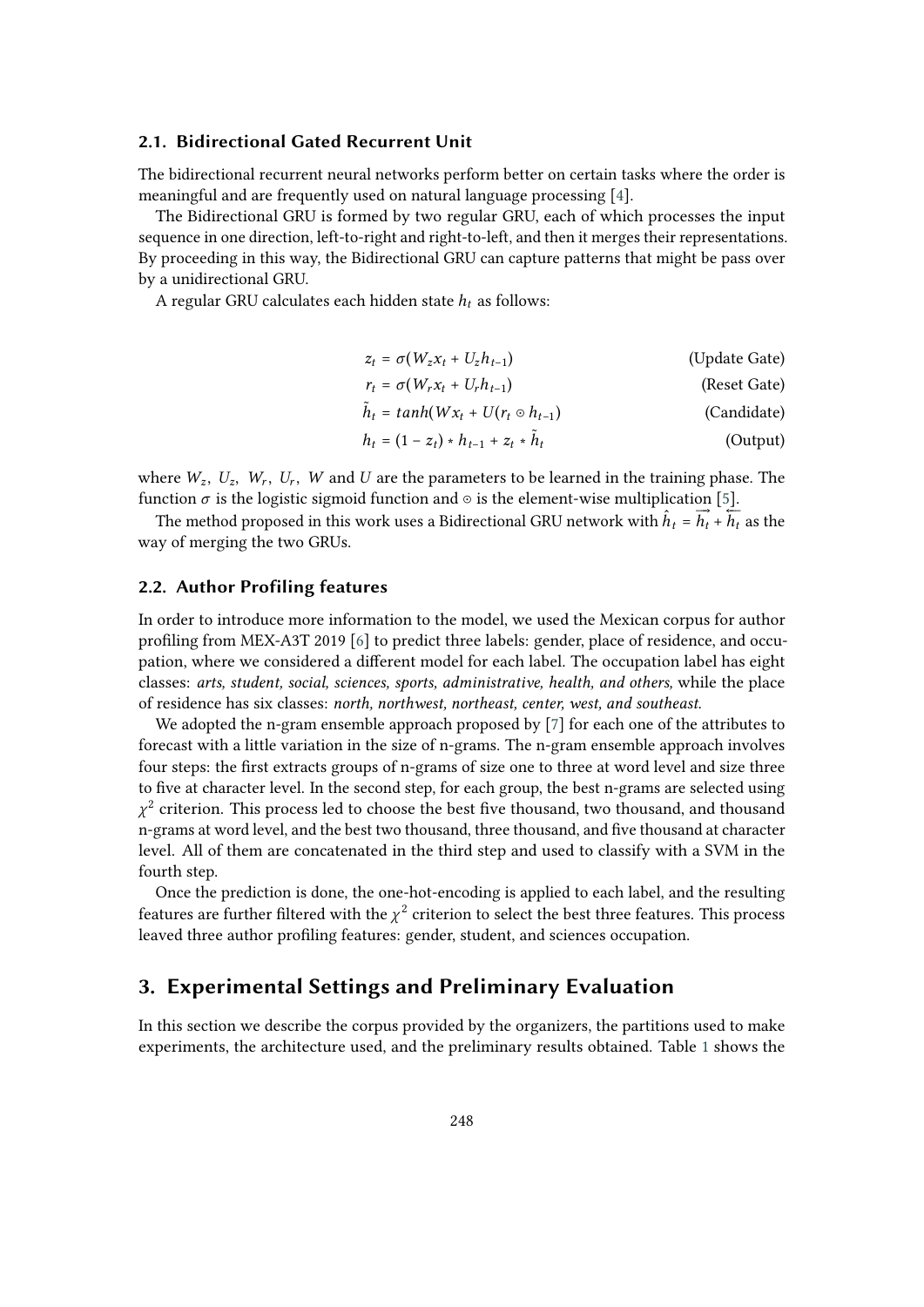### 2.1. Bidirectional Gated Recurrent Unit

The bidirectional recurrent neural networks perform better on certain tasks where the order is meaningful and are frequently used on natural language processing [4].

The Bidirectional GRU is formed by two regular GRU, each of which processes the input sequence in one direction, left-to-right and right-to-left, and then it merges their representations. By proceeding in this way, the Bidirectional GRU can capture patterns that might be pass over by a unidirectional GRU.

A regular GRU calculates each hidden state $h_t$ as follows:

$$z_t = \sigma(W_z x_t + U_z h_{t-1}) \quad \text{(Update Gate)}$$

$$r_t = \sigma(W_r x_t + U_r h_{t-1}) \quad \text{(Reset Gate)}$$

$$\tilde{h}_t = tanh(W x_t + U(r_t \odot h_{t-1}) \quad \text{(Candidate)}$$

$$h_t = (1 - z_t) * h_{t-1} + z_t * \tilde{h}_t \quad \text{(Output)}$$

where $W_z$, $U_z$, $W_r$, $U_r$, $W$ and $U$ are the parameters to be learned in the training phase. The function $\sigma$ is the logistic sigmoid function and $\odot$ is the element-wise multiplication [5].

The method proposed in this work uses a Bidirectional GRU network with $\hat{h}_t = \overrightarrow{h_t} + \overleftarrow{h_t}$ as the way of merging the two GRUs.

### 2.2. Author Profiling features

In order to introduce more information to the model, we used the Mexican corpus for author profiling from MEX-A3T 2019 [6] to predict three labels: gender, place of residence, and occupation, where we considered a different model for each label. The occupation label has eight classes: *arts, student, social, sciences, sports, administrative, health, and others,* while the place of residence has six classes: *north, northwest, northeast, center, west, and southeast.*

We adopted the n-gram ensemble approach proposed by [7] for each one of the attributes to forecast with a little variation in the size of n-grams. The n-gram ensemble approach involves four steps: the first extracts groups of n-grams of size one to three at word level and size three to five at character level. In the second step, for each group, the best n-grams are selected using $\chi^2$ criterion. This process led to choose the best five thousand, two thousand, and thousand n-grams at word level, and the best two thousand, three thousand, and five thousand at character level. All of them are concatenated in the third step and used to classify with a SVM in the fourth step.

Once the prediction is done, the one-hot-encoding is applied to each label, and the resulting features are further filtered with the $\chi^2$ criterion to select the best three features. This process leaved three author profiling features: gender, student, and sciences occupation.

## 3. Experimental Settings and Preliminary Evaluation

In this section we describe the corpus provided by the organizers, the partitions used to make experiments, the architecture used, and the preliminary results obtained. Table 1 shows the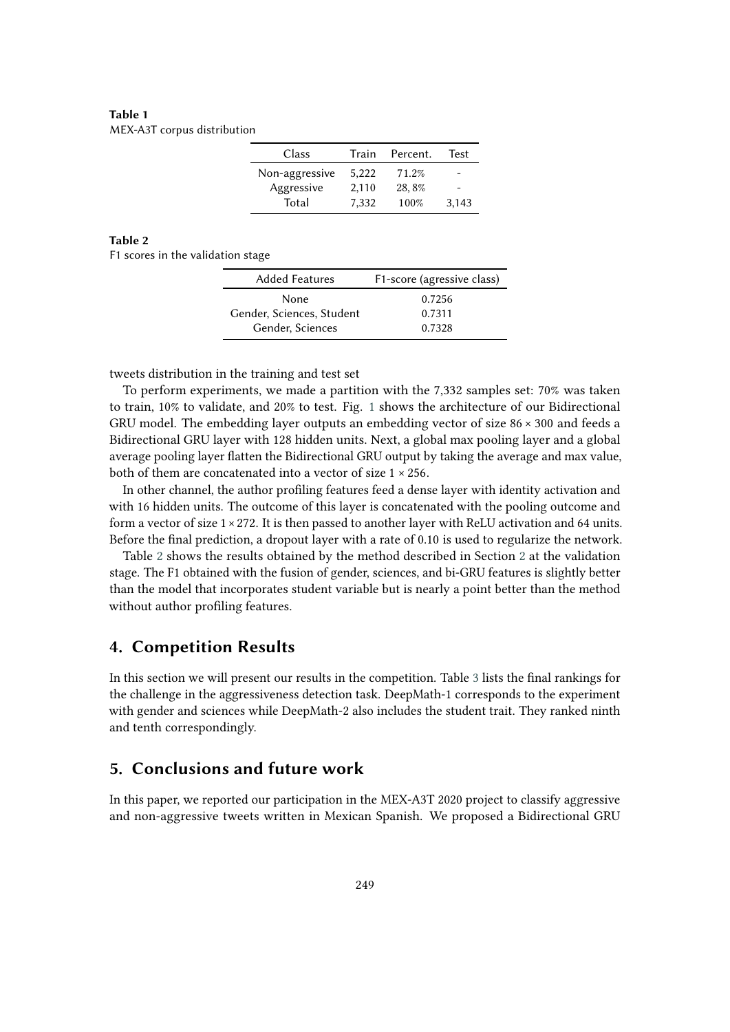**Table 1**
MEX-A3T corpus distribution

| Class | Train | Percent. | Test |
|---|---|---|---|
| Non-aggressive | 5,222 | 71.2% | - |
| Aggressive | 2,110 | 28, 8% | - |
| Total | 7,332 | 100% | 3,143 |

**Table 2**
F1 scores in the validation stage

| Added Features | F1-score (agressive class) |
|---|---|
| None | 0.7256 |
| Gender, Sciences, Student | 0.7311 |
| Gender, Sciences | 0.7328 |

tweets distribution in the training and test set

To perform experiments, we made a partition with the 7,332 samples set: 70% was taken to train, 10% to validate, and 20% to test. Fig. 1 shows the architecture of our Bidirectional GRU model. The embedding layer outputs an embedding vector of size $86 \times 300$ and feeds a Bidirectional GRU layer with 128 hidden units. Next, a global max pooling layer and a global average pooling layer flatten the Bidirectional GRU output by taking the average and max value, both of them are concatenated into a vector of size $1 \times 256$.

In other channel, the author profiling features feed a dense layer with identity activation and with 16 hidden units. The outcome of this layer is concatenated with the pooling outcome and form a vector of size $1 \times 272$. It is then passed to another layer with ReLU activation and 64 units. Before the final prediction, a dropout layer with a rate of 0.10 is used to regularize the network.

Table 2 shows the results obtained by the method described in Section 2 at the validation stage. The F1 obtained with the fusion of gender, sciences, and bi-GRU features is slightly better than the model that incorporates student variable but is nearly a point better than the method without author profiling features.

## 4. Competition Results

In this section we will present our results in the competition. Table 3 lists the final rankings for the challenge in the aggressiveness detection task. DeepMath-1 corresponds to the experiment with gender and sciences while DeepMath-2 also includes the student trait. They ranked ninth and tenth correspondingly.

## 5. Conclusions and future work

In this paper, we reported our participation in the MEX-A3T 2020 project to classify aggressive and non-aggressive tweets written in Mexican Spanish. We proposed a Bidirectional GRU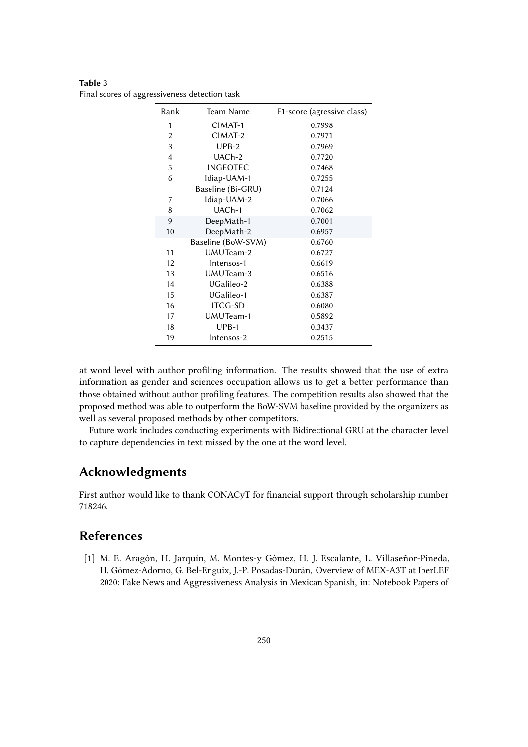**Table 3**
Final scores of aggressiveness detection task

| Rank | Team Name | F1-score (agressive class) |
|---|---|---|
| 1 | CIMAT-1 | 0.7998 |
| 2 | CIMAT-2 | 0.7971 |
| 3 | UPB-2 | 0.7969 |
| 4 | UACh-2 | 0.7720 |
| 5 | INGEOTEC | 0.7468 |
| 6 | Idiap-UAM-1 | 0.7255 |
|  | Baseline (Bi-GRU) | 0.7124 |
| 7 | Idiap-UAM-2 | 0.7066 |
| 8 | UACh-1 | 0.7062 |
| 9 | DeepMath-1 | 0.7001 |
| 10 | DeepMath-2 | 0.6957 |
|  | Baseline (BoW-SVM) | 0.6760 |
| 11 | UMUTeam-2 | 0.6727 |
| 12 | Intensos-1 | 0.6619 |
| 13 | UMUTeam-3 | 0.6516 |
| 14 | UGalileo-2 | 0.6388 |
| 15 | UGalileo-1 | 0.6387 |
| 16 | ITCG-SD | 0.6080 |
| 17 | UMUTeam-1 | 0.5892 |
| 18 | UPB-1 | 0.3437 |
| 19 | Intensos-2 | 0.2515 |

at word level with author profiling information. The results showed that the use of extra information as gender and sciences occupation allows us to get a better performance than those obtained without author profiling features. The competition results also showed that the proposed method was able to outperform the BoW-SVM baseline provided by the organizers as well as several proposed methods by other competitors.

Future work includes conducting experiments with Bidirectional GRU at the character level to capture dependencies in text missed by the one at the word level.

## Acknowledgments

First author would like to thank CONACyT for financial support through scholarship number 718246.

## References

[1] M. E. Aragón, H. Jarquín, M. Montes-y Gómez, H. J. Escalante, L. Villaseñor-Pineda, H. Gómez-Adorno, G. Bel-Enguix, J.-P. Posadas-Durán, Overview of MEX-A3T at IberLEF 2020: Fake News and Aggressiveness Analysis in Mexican Spanish, in: Notebook Papers of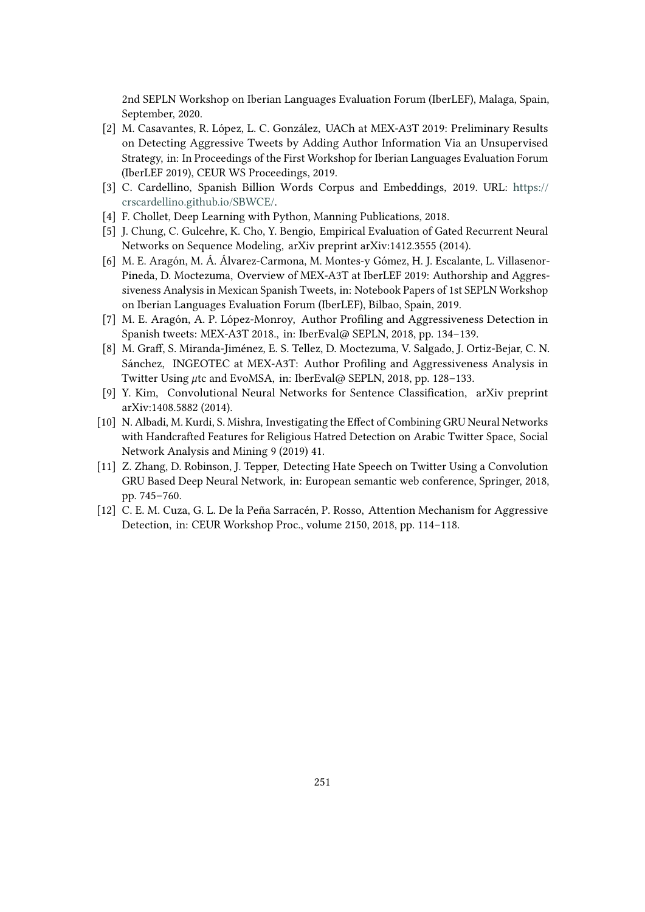2nd SEPLN Workshop on Iberian Languages Evaluation Forum (IberLEF), Malaga, Spain, September, 2020.

[2] M. Casavantes, R. López, L. C. González, UACh at MEX-A3T 2019: Preliminary Results on Detecting Aggressive Tweets by Adding Author Information Via an Unsupervised Strategy, in: In Proceedings of the First Workshop for Iberian Languages Evaluation Forum (IberLEF 2019), CEUR WS Proceedings, 2019.

[3] C. Cardellino, Spanish Billion Words Corpus and Embeddings, 2019. URL: https://crscardellino.github.io/SBWCE/.

[4] F. Chollet, Deep Learning with Python, Manning Publications, 2018.

[5] J. Chung, C. Gulcehre, K. Cho, Y. Bengio, Empirical Evaluation of Gated Recurrent Neural Networks on Sequence Modeling, arXiv preprint arXiv:1412.3555 (2014).

[6] M. E. Aragón, M. Á. Álvarez-Carmona, M. Montes-y Gómez, H. J. Escalante, L. Villasenor-Pineda, D. Moctezuma, Overview of MEX-A3T at IberLEF 2019: Authorship and Aggressiveness Analysis in Mexican Spanish Tweets, in: Notebook Papers of 1st SEPLN Workshop on Iberian Languages Evaluation Forum (IberLEF), Bilbao, Spain, 2019.

[7] M. E. Aragón, A. P. López-Monroy, Author Profiling and Aggressiveness Detection in Spanish tweets: MEX-A3T 2018., in: IberEval@ SEPLN, 2018, pp. 134–139.

[8] M. Graff, S. Miranda-Jiménez, E. S. Tellez, D. Moctezuma, V. Salgado, J. Ortiz-Bejar, C. N. Sánchez, INGEOTEC at MEX-A3T: Author Profiling and Aggressiveness Analysis in Twitter Using $\mu$tc and EvoMSA, in: IberEval@ SEPLN, 2018, pp. 128–133.

[9] Y. Kim, Convolutional Neural Networks for Sentence Classification, arXiv preprint arXiv:1408.5882 (2014).

[10] N. Albadi, M. Kurdi, S. Mishra, Investigating the Effect of Combining GRU Neural Networks with Handcrafted Features for Religious Hatred Detection on Arabic Twitter Space, Social Network Analysis and Mining 9 (2019) 41.

[11] Z. Zhang, D. Robinson, J. Tepper, Detecting Hate Speech on Twitter Using a Convolution GRU Based Deep Neural Network, in: European semantic web conference, Springer, 2018, pp. 745–760.

[12] C. E. M. Cuza, G. L. De la Peña Sarracén, P. Rosso, Attention Mechanism for Aggressive Detection, in: CEUR Workshop Proc., volume 2150, 2018, pp. 114–118.